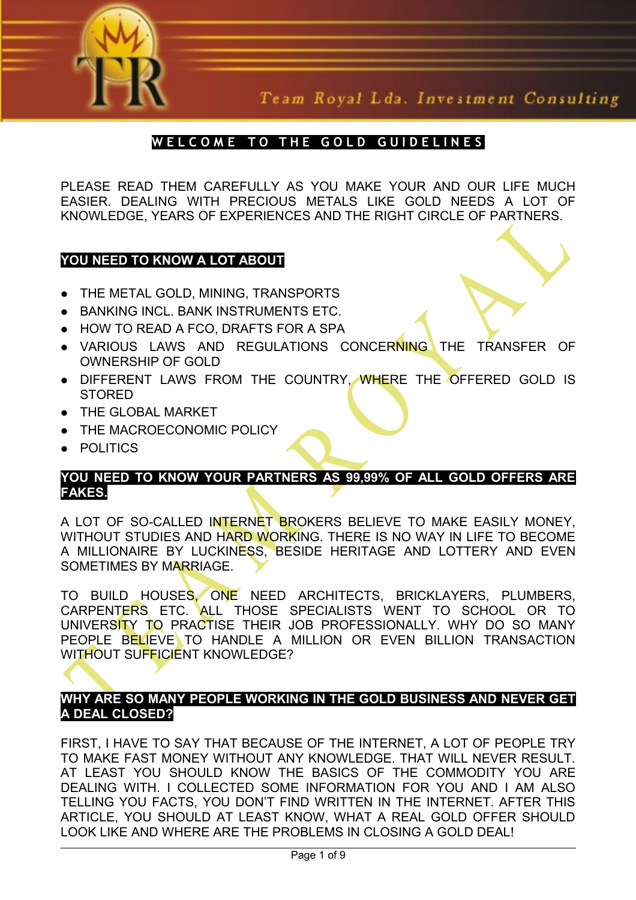# WELCOME TO THE GOLD GUIDELINES

PLEASE READ THEM CAREFULLY AS YOU MAKE YOUR AND OUR LIFE MUCH EASIER. DEALING WITH PRECIOUS METALS LIKE GOLD NEEDS A LOT OF KNOWLEDGE, YEARS OF EXPERIENCES AND THE RIGHT CIRCLE OF PARTNERS.

## YOU NEED TO KNOW A LOT ABOUT

- THE METAL GOLD, MINING, TRANSPORTS
- BANKING INCL. BANK INSTRUMENTS ETC.
- HOW TO READ A FCO, DRAFTS FOR A SPA
- VARIOUS LAWS AND REGULATIONS CONCERNING THE TRANSFER OF OWNERSHIP OF GOLD
- DIFFERENT LAWS FROM THE COUNTRY, WHERE THE OFFERED GOLD IS STORED
- THE GLOBAL MARKET
- THE MACROECONOMIC POLICY
- POLITICS

## YOU NEED TO KNOW YOUR PARTNERS AS 99,99% OF ALL GOLD OFFERS ARE FAKES.

A LOT OF SO-CALLED INTERNET BROKERS BELIEVE TO MAKE EASILY MONEY, WITHOUT STUDIES AND HARD WORKING. THERE IS NO WAY IN LIFE TO BECOME A MILLIONAIRE BY LUCKINESS, BESIDE HERITAGE AND LOTTERY AND EVEN SOMETIMES BY MARRIAGE.

TO BUILD HOUSES, ONE NEED ARCHITECTS, BRICKLAYERS, PLUMBERS, CARPENTERS ETC. ALL THOSE SPECIALISTS WENT TO SCHOOL OR TO UNIVERSITY TO PRACTISE THEIR JOB PROFESSIONALLY. WHY DO SO MANY PEOPLE BELIEVE TO HANDLE A MILLION OR EVEN BILLION TRANSACTION WITHOUT SUFFICIENT KNOWLEDGE?

## WHY ARE SO MANY PEOPLE WORKING IN THE GOLD BUSINESS AND NEVER GET A DEAL CLOSED?

FIRST, I HAVE TO SAY THAT BECAUSE OF THE INTERNET, A LOT OF PEOPLE TRY TO MAKE FAST MONEY WITHOUT ANY KNOWLEDGE. THAT WILL NEVER RESULT. AT LEAST YOU SHOULD KNOW THE BASICS OF THE COMMODITY YOU ARE DEALING WITH. I COLLECTED SOME INFORMATION FOR YOU AND I AM ALSO TELLING YOU FACTS, YOU DON'T FIND WRITTEN IN THE INTERNET. AFTER THIS ARTICLE, YOU SHOULD AT LEAST KNOW, WHAT A REAL GOLD OFFER SHOULD LOOK LIKE AND WHERE ARE THE PROBLEMS IN CLOSING A GOLD DEAL!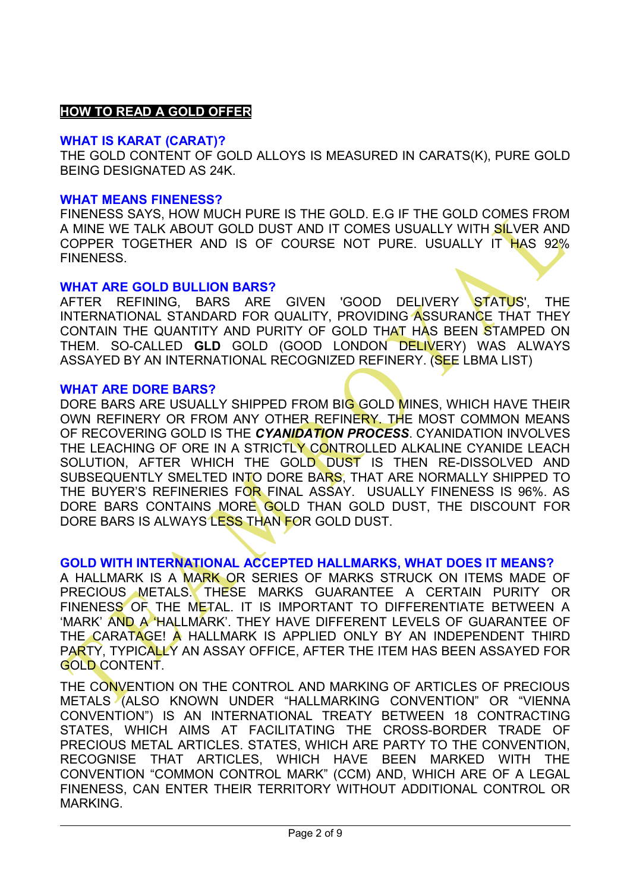## HOW TO READ A GOLD OFFER

### WHAT IS KARAT (CARAT)?

THE GOLD CONTENT OF GOLD ALLOYS IS MEASURED IN CARATS(K), PURE GOLD BEING DESIGNATED AS 24K.

### WHAT MEANS FINENESS?

FINENESS SAYS, HOW MUCH PURE IS THE GOLD. E.G IF THE GOLD COMES FROM A MINE WE TALK ABOUT GOLD DUST AND IT COMES USUALLY WITH SILVER AND COPPER TOGETHER AND IS OF COURSE NOT PURE. USUALLY IT HAS 92% FINENESS.

### WHAT ARE GOLD BULLION BARS?

AFTER REFINING, BARS ARE GIVEN 'GOOD DELIVERY STATUS', THE INTERNATIONAL STANDARD FOR QUALITY, PROVIDING ASSURANCE THAT THEY CONTAIN THE QUANTITY AND PURITY OF GOLD THAT HAS BEEN STAMPED ON THEM. SO-CALLED **GLD** GOLD (GOOD LONDON DELIVERY) WAS ALWAYS ASSAYED BY AN INTERNATIONAL RECOGNIZED REFINERY. (SEE LBMA LIST)

### WHAT ARE DORE BARS?

DORE BARS ARE USUALLY SHIPPED FROM BIG GOLD MINES, WHICH HAVE THEIR OWN REFINERY OR FROM ANY OTHER REFINERY. THE MOST COMMON MEANS OF RECOVERING GOLD IS THE ***CYANIDATION PROCESS***. CYANIDATION INVOLVES THE LEACHING OF ORE IN A STRICTLY CONTROLLED ALKALINE CYANIDE LEACH SOLUTION, AFTER WHICH THE GOLD DUST IS THEN RE-DISSOLVED AND SUBSEQUENTLY SMELTED INTO DORE BARS, THAT ARE NORMALLY SHIPPED TO THE BUYER'S REFINERIES FOR FINAL ASSAY. USUALLY FINENESS IS 96%. AS DORE BARS CONTAINS MORE GOLD THAN GOLD DUST, THE DISCOUNT FOR DORE BARS IS ALWAYS LESS THAN FOR GOLD DUST.

### GOLD WITH INTERNATIONAL ACCEPTED HALLMARKS, WHAT DOES IT MEANS?

A HALLMARK IS A MARK OR SERIES OF MARKS STRUCK ON ITEMS MADE OF PRECIOUS METALS. THESE MARKS GUARANTEE A CERTAIN PURITY OR FINENESS OF THE METAL. IT IS IMPORTANT TO DIFFERENTIATE BETWEEN A 'MARK' AND A 'HALLMARK'. THEY HAVE DIFFERENT LEVELS OF GUARANTEE OF THE CARATAGE! A HALLMARK IS APPLIED ONLY BY AN INDEPENDENT THIRD PARTY, TYPICALLY AN ASSAY OFFICE, AFTER THE ITEM HAS BEEN ASSAYED FOR GOLD CONTENT.

THE CONVENTION ON THE CONTROL AND MARKING OF ARTICLES OF PRECIOUS METALS (ALSO KNOWN UNDER "HALLMARKING CONVENTION" OR "VIENNA CONVENTION") IS AN INTERNATIONAL TREATY BETWEEN 18 CONTRACTING STATES, WHICH AIMS AT FACILITATING THE CROSS-BORDER TRADE OF PRECIOUS METAL ARTICLES. STATES, WHICH ARE PARTY TO THE CONVENTION, RECOGNISE THAT ARTICLES, WHICH HAVE BEEN MARKED WITH THE CONVENTION "COMMON CONTROL MARK" (CCM) AND, WHICH ARE OF A LEGAL FINENESS, CAN ENTER THEIR TERRITORY WITHOUT ADDITIONAL CONTROL OR MARKING.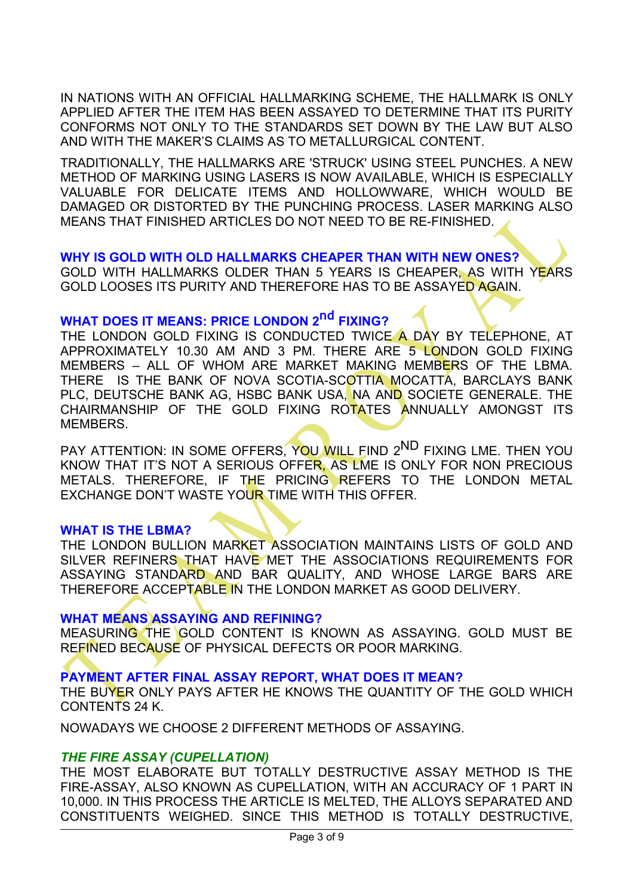IN NATIONS WITH AN OFFICIAL HALLMARKING SCHEME, THE HALLMARK IS ONLY APPLIED AFTER THE ITEM HAS BEEN ASSAYED TO DETERMINE THAT ITS PURITY CONFORMS NOT ONLY TO THE STANDARDS SET DOWN BY THE LAW BUT ALSO AND WITH THE MAKER'S CLAIMS AS TO METALLURGICAL CONTENT.

TRADITIONALLY, THE HALLMARKS ARE 'STRUCK' USING STEEL PUNCHES. A NEW METHOD OF MARKING USING LASERS IS NOW AVAILABLE, WHICH IS ESPECIALLY VALUABLE FOR DELICATE ITEMS AND HOLLOWWARE, WHICH WOULD BE DAMAGED OR DISTORTED BY THE PUNCHING PROCESS. LASER MARKING ALSO MEANS THAT FINISHED ARTICLES DO NOT NEED TO BE RE-FINISHED.

### WHY IS GOLD WITH OLD HALLMARKS CHEAPER THAN WITH NEW ONES?

GOLD WITH HALLMARKS OLDER THAN 5 YEARS IS CHEAPER, AS WITH YEARS GOLD LOOSES ITS PURITY AND THEREFORE HAS TO BE ASSAYED AGAIN.

### WHAT DOES IT MEANS: PRICE LONDON 2nd FIXING?

THE LONDON GOLD FIXING IS CONDUCTED TWICE A DAY BY TELEPHONE, AT APPROXIMATELY 10.30 AM AND 3 PM. THERE ARE 5 LONDON GOLD FIXING MEMBERS – ALL OF WHOM ARE MARKET MAKING MEMBERS OF THE LBMA. THERE IS THE BANK OF NOVA SCOTIA-SCOTTIA MOCATTA, BARCLAYS BANK PLC, DEUTSCHE BANK AG, HSBC BANK USA, NA AND SOCIETE GENERALE. THE CHAIRMANSHIP OF THE GOLD FIXING ROTATES ANNUALLY AMONGST ITS MEMBERS.

PAY ATTENTION: IN SOME OFFERS, YOU WILL FIND 2ND FIXING LME. THEN YOU KNOW THAT IT'S NOT A SERIOUS OFFER, AS LME IS ONLY FOR NON PRECIOUS METALS. THEREFORE, IF THE PRICING REFERS TO THE LONDON METAL EXCHANGE DON'T WASTE YOUR TIME WITH THIS OFFER.

### WHAT IS THE LBMA?

THE LONDON BULLION MARKET ASSOCIATION MAINTAINS LISTS OF GOLD AND SILVER REFINERS THAT HAVE MET THE ASSOCIATIONS REQUIREMENTS FOR ASSAYING STANDARD AND BAR QUALITY, AND WHOSE LARGE BARS ARE THEREFORE ACCEPTABLE IN THE LONDON MARKET AS GOOD DELIVERY.

### WHAT MEANS ASSAYING AND REFINING?

MEASURING THE GOLD CONTENT IS KNOWN AS ASSAYING. GOLD MUST BE REFINED BECAUSE OF PHYSICAL DEFECTS OR POOR MARKING.

### PAYMENT AFTER FINAL ASSAY REPORT, WHAT DOES IT MEAN?

THE BUYER ONLY PAYS AFTER HE KNOWS THE QUANTITY OF THE GOLD WHICH CONTENTS 24 K.

NOWADAYS WE CHOOSE 2 DIFFERENT METHODS OF ASSAYING.

#### *THE FIRE ASSAY (CUPELLATION)*

THE MOST ELABORATE BUT TOTALLY DESTRUCTIVE ASSAY METHOD IS THE FIRE-ASSAY, ALSO KNOWN AS CUPELLATION, WITH AN ACCURACY OF 1 PART IN 10,000. IN THIS PROCESS THE ARTICLE IS MELTED, THE ALLOYS SEPARATED AND CONSTITUENTS WEIGHED. SINCE THIS METHOD IS TOTALLY DESTRUCTIVE,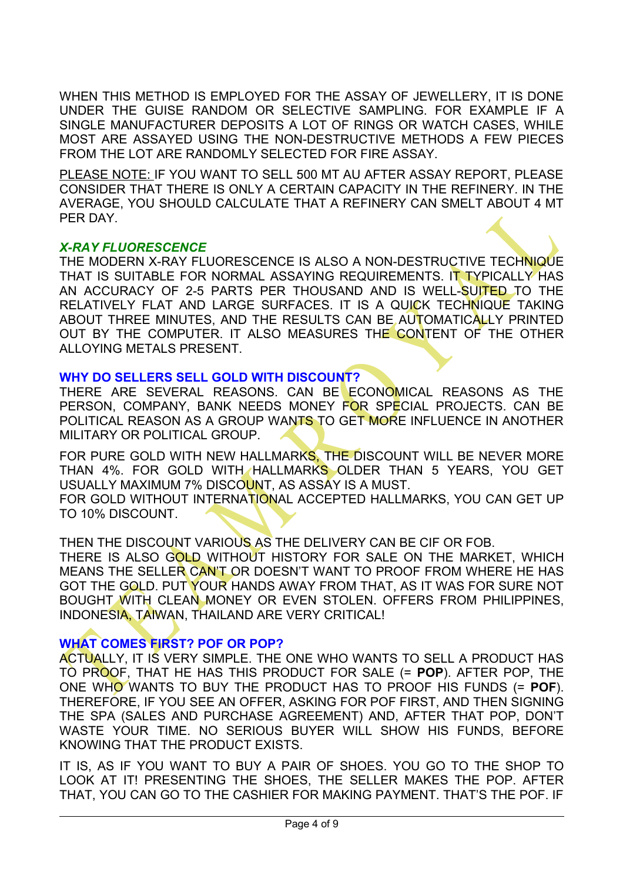WHEN THIS METHOD IS EMPLOYED FOR THE ASSAY OF JEWELLERY, IT IS DONE UNDER THE GUISE RANDOM OR SELECTIVE SAMPLING. FOR EXAMPLE IF A SINGLE MANUFACTURER DEPOSITS A LOT OF RINGS OR WATCH CASES, WHILE MOST ARE ASSAYED USING THE NON-DESTRUCTIVE METHODS A FEW PIECES FROM THE LOT ARE RANDOMLY SELECTED FOR FIRE ASSAY.

PLEASE NOTE: IF YOU WANT TO SELL 500 MT AU AFTER ASSAY REPORT, PLEASE CONSIDER THAT THERE IS ONLY A CERTAIN CAPACITY IN THE REFINERY. IN THE AVERAGE, YOU SHOULD CALCULATE THAT A REFINERY CAN SMELT ABOUT 4 MT PER DAY.

### *X-RAY FLUORESCENCE*

THE MODERN X-RAY FLUORESCENCE IS ALSO A NON-DESTRUCTIVE TECHNIQUE THAT IS SUITABLE FOR NORMAL ASSAYING REQUIREMENTS. IT TYPICALLY HAS AN ACCURACY OF 2-5 PARTS PER THOUSAND AND IS WELL-SUITED TO THE RELATIVELY FLAT AND LARGE SURFACES. IT IS A QUICK TECHNIQUE TAKING ABOUT THREE MINUTES, AND THE RESULTS CAN BE AUTOMATICALLY PRINTED OUT BY THE COMPUTER. IT ALSO MEASURES THE CONTENT OF THE OTHER ALLOYING METALS PRESENT.

### WHY DO SELLERS SELL GOLD WITH DISCOUNT?

THERE ARE SEVERAL REASONS. CAN BE ECONOMICAL REASONS AS THE PERSON, COMPANY, BANK NEEDS MONEY FOR SPECIAL PROJECTS. CAN BE POLITICAL REASON AS A GROUP WANTS TO GET MORE INFLUENCE IN ANOTHER MILITARY OR POLITICAL GROUP.

FOR PURE GOLD WITH NEW HALLMARKS, THE DISCOUNT WILL BE NEVER MORE THAN 4%. FOR GOLD WITH HALLMARKS OLDER THAN 5 YEARS, YOU GET USUALLY MAXIMUM 7% DISCOUNT, AS ASSAY IS A MUST.
FOR GOLD WITHOUT INTERNATIONAL ACCEPTED HALLMARKS, YOU CAN GET UP TO 10% DISCOUNT.

THEN THE DISCOUNT VARIOUS AS THE DELIVERY CAN BE CIF OR FOB.
THERE IS ALSO GOLD WITHOUT HISTORY FOR SALE ON THE MARKET, WHICH MEANS THE SELLER CAN'T OR DOESN'T WANT TO PROOF FROM WHERE HE HAS GOT THE GOLD. PUT YOUR HANDS AWAY FROM THAT, AS IT WAS FOR SURE NOT BOUGHT WITH CLEAN MONEY OR EVEN STOLEN. OFFERS FROM PHILIPPINES, INDONESIA, TAIWAN, THAILAND ARE VERY CRITICAL!

### WHAT COMES FIRST? POF OR POP?

ACTUALLY, IT IS VERY SIMPLE. THE ONE WHO WANTS TO SELL A PRODUCT HAS TO PROOF, THAT HE HAS THIS PRODUCT FOR SALE (= **POP**). AFTER POP, THE ONE WHO WANTS TO BUY THE PRODUCT HAS TO PROOF HIS FUNDS (= **POF**). THEREFORE, IF YOU SEE AN OFFER, ASKING FOR POF FIRST, AND THEN SIGNING THE SPA (SALES AND PURCHASE AGREEMENT) AND, AFTER THAT POP, DON'T WASTE YOUR TIME. NO SERIOUS BUYER WILL SHOW HIS FUNDS, BEFORE KNOWING THAT THE PRODUCT EXISTS.

IT IS, AS IF YOU WANT TO BUY A PAIR OF SHOES. YOU GO TO THE SHOP TO LOOK AT IT! PRESENTING THE SHOES, THE SELLER MAKES THE POP. AFTER THAT, YOU CAN GO TO THE CASHIER FOR MAKING PAYMENT. THAT'S THE POF. IF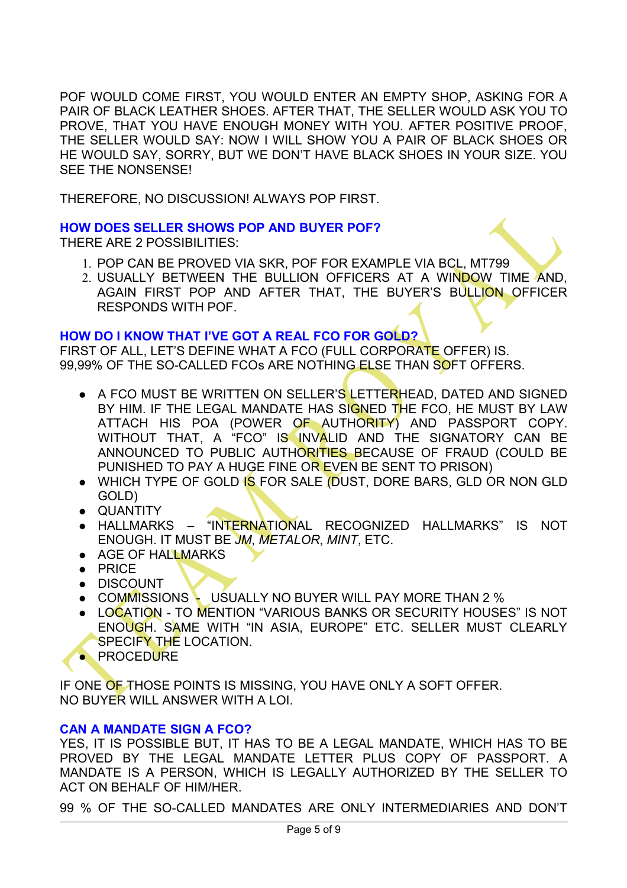POF WOULD COME FIRST, YOU WOULD ENTER AN EMPTY SHOP, ASKING FOR A PAIR OF BLACK LEATHER SHOES. AFTER THAT, THE SELLER WOULD ASK YOU TO PROVE, THAT YOU HAVE ENOUGH MONEY WITH YOU. AFTER POSITIVE PROOF, THE SELLER WOULD SAY: NOW I WILL SHOW YOU A PAIR OF BLACK SHOES OR HE WOULD SAY, SORRY, BUT WE DON'T HAVE BLACK SHOES IN YOUR SIZE. YOU SEE THE NONSENSE!

THEREFORE, NO DISCUSSION! ALWAYS POP FIRST.

### HOW DOES SELLER SHOWS POP AND BUYER POF?

THERE ARE 2 POSSIBILITIES:

1. POP CAN BE PROVED VIA SKR, POF FOR EXAMPLE VIA BCL, MT799
2. USUALLY BETWEEN THE BULLION OFFICERS AT A WINDOW TIME AND, AGAIN FIRST POP AND AFTER THAT, THE BUYER'S BULLION OFFICER RESPONDS WITH POF.

### HOW DO I KNOW THAT I'VE GOT A REAL FCO FOR GOLD?

FIRST OF ALL, LET'S DEFINE WHAT A FCO (FULL CORPORATE OFFER) IS. 99,99% OF THE SO-CALLED FCOs ARE NOTHING ELSE THAN SOFT OFFERS.

- A FCO MUST BE WRITTEN ON SELLER'S LETTERHEAD, DATED AND SIGNED BY HIM. IF THE LEGAL MANDATE HAS SIGNED THE FCO, HE MUST BY LAW ATTACH HIS POA (POWER OF AUTHORITY) AND PASSPORT COPY. WITHOUT THAT, A "FCO" IS INVALID AND THE SIGNATORY CAN BE ANNOUNCED TO PUBLIC AUTHORITIES BECAUSE OF FRAUD (COULD BE PUNISHED TO PAY A HUGE FINE OR EVEN BE SENT TO PRISON)
- WHICH TYPE OF GOLD IS FOR SALE (DUST, DORE BARS, GLD OR NON GLD GOLD)
- QUANTITY
- HALLMARKS – "INTERNATIONAL RECOGNIZED HALLMARKS" IS NOT ENOUGH. IT MUST BE *JM*, *METALOR*, *MINT*, ETC.
- AGE OF HALLMARKS
- PRICE
- DISCOUNT
- COMMISSIONS - USUALLY NO BUYER WILL PAY MORE THAN 2 %
- LOCATION - TO MENTION "VARIOUS BANKS OR SECURITY HOUSES" IS NOT ENOUGH. SAME WITH "IN ASIA, EUROPE" ETC. SELLER MUST CLEARLY SPECIFY THE LOCATION.
- PROCEDURE

IF ONE OF THOSE POINTS IS MISSING, YOU HAVE ONLY A SOFT OFFER. NO BUYER WILL ANSWER WITH A LOI.

### CAN A MANDATE SIGN A FCO?

YES, IT IS POSSIBLE BUT, IT HAS TO BE A LEGAL MANDATE, WHICH HAS TO BE PROVED BY THE LEGAL MANDATE LETTER PLUS COPY OF PASSPORT. A MANDATE IS A PERSON, WHICH IS LEGALLY AUTHORIZED BY THE SELLER TO ACT ON BEHALF OF HIM/HER.

99 % OF THE SO-CALLED MANDATES ARE ONLY INTERMEDIARIES AND DON'T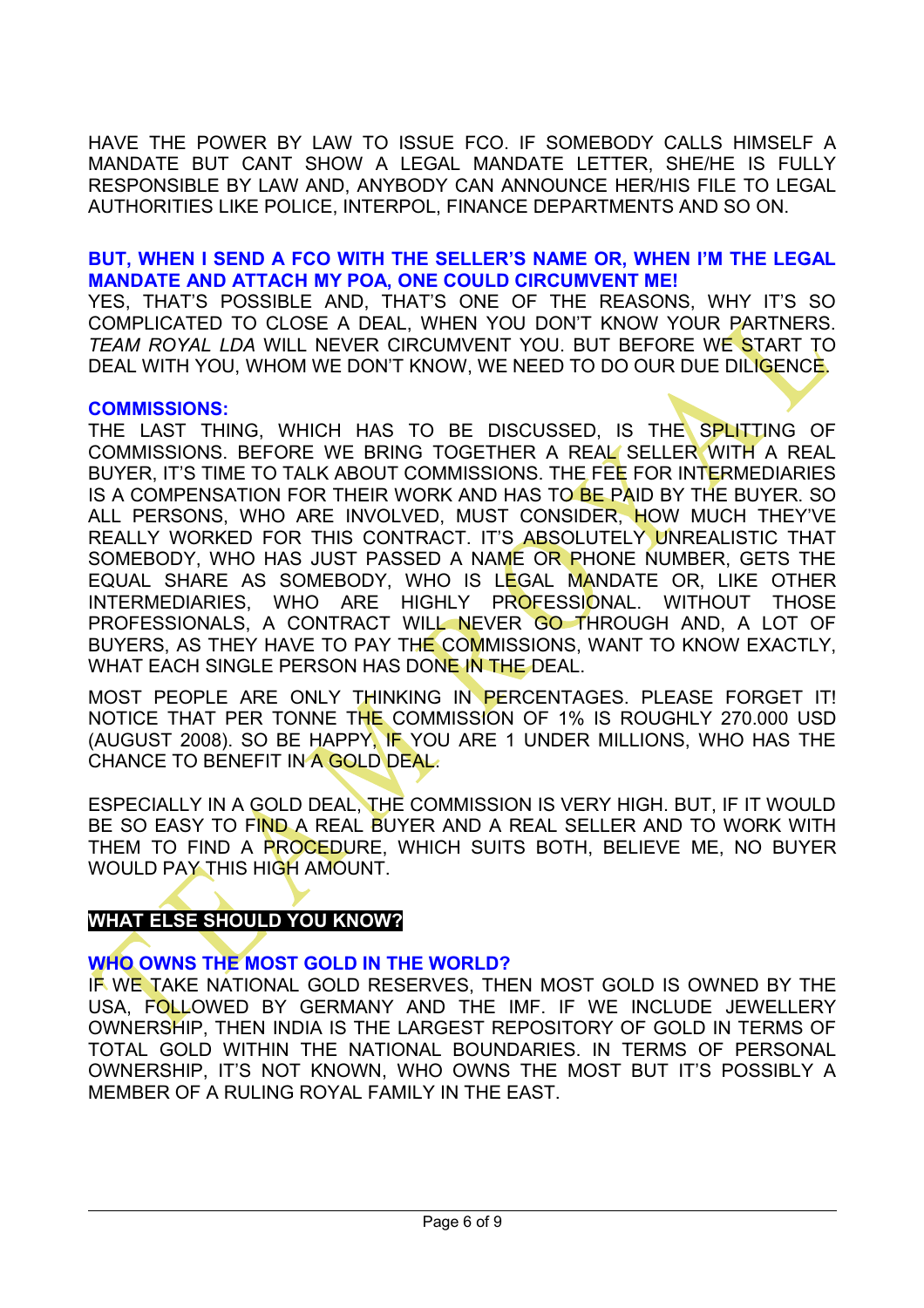HAVE THE POWER BY LAW TO ISSUE FCO. IF SOMEBODY CALLS HIMSELF A MANDATE BUT CANT SHOW A LEGAL MANDATE LETTER, SHE/HE IS FULLY RESPONSIBLE BY LAW AND, ANYBODY CAN ANNOUNCE HER/HIS FILE TO LEGAL AUTHORITIES LIKE POLICE, INTERPOL, FINANCE DEPARTMENTS AND SO ON.

**BUT, WHEN I SEND A FCO WITH THE SELLER'S NAME OR, WHEN I'M THE LEGAL MANDATE AND ATTACH MY POA, ONE COULD CIRCUMVENT ME!**

YES, THAT'S POSSIBLE AND, THAT'S ONE OF THE REASONS, WHY IT'S SO COMPLICATED TO CLOSE A DEAL, WHEN YOU DON'T KNOW YOUR PARTNERS. *TEAM ROYAL LDA* WILL NEVER CIRCUMVENT YOU. BUT BEFORE WE START TO DEAL WITH YOU, WHOM WE DON'T KNOW, WE NEED TO DO OUR DUE DILIGENCE.

**COMMISSIONS:**

THE LAST THING, WHICH HAS TO BE DISCUSSED, IS THE SPLITTING OF COMMISSIONS. BEFORE WE BRING TOGETHER A REAL SELLER WITH A REAL BUYER, IT'S TIME TO TALK ABOUT COMMISSIONS. THE FEE FOR INTERMEDIARIES IS A COMPENSATION FOR THEIR WORK AND HAS TO BE PAID BY THE BUYER. SO ALL PERSONS, WHO ARE INVOLVED, MUST CONSIDER, HOW MUCH THEY'VE REALLY WORKED FOR THIS CONTRACT. IT'S ABSOLUTELY UNREALISTIC THAT SOMEBODY, WHO HAS JUST PASSED A NAME OR PHONE NUMBER, GETS THE EQUAL SHARE AS SOMEBODY, WHO IS LEGAL MANDATE OR, LIKE OTHER INTERMEDIARIES, WHO ARE HIGHLY PROFESSIONAL. WITHOUT THOSE PROFESSIONALS, A CONTRACT WILL NEVER GO THROUGH AND, A LOT OF BUYERS, AS THEY HAVE TO PAY THE COMMISSIONS, WANT TO KNOW EXACTLY, WHAT EACH SINGLE PERSON HAS DONE IN THE DEAL.

MOST PEOPLE ARE ONLY THINKING IN PERCENTAGES. PLEASE FORGET IT! NOTICE THAT PER TONNE THE COMMISSION OF 1% IS ROUGHLY 270.000 USD (AUGUST 2008). SO BE HAPPY, IF YOU ARE 1 UNDER MILLIONS, WHO HAS THE CHANCE TO BENEFIT IN A GOLD DEAL.

ESPECIALLY IN A GOLD DEAL, THE COMMISSION IS VERY HIGH. BUT, IF IT WOULD BE SO EASY TO FIND A REAL BUYER AND A REAL SELLER AND TO WORK WITH THEM TO FIND A PROCEDURE, WHICH SUITS BOTH, BELIEVE ME, NO BUYER WOULD PAY THIS HIGH AMOUNT.

## WHAT ELSE SHOULD YOU KNOW?

**WHO OWNS THE MOST GOLD IN THE WORLD?**

IF WE TAKE NATIONAL GOLD RESERVES, THEN MOST GOLD IS OWNED BY THE USA, FOLLOWED BY GERMANY AND THE IMF. IF WE INCLUDE JEWELLERY OWNERSHIP, THEN INDIA IS THE LARGEST REPOSITORY OF GOLD IN TERMS OF TOTAL GOLD WITHIN THE NATIONAL BOUNDARIES. IN TERMS OF PERSONAL OWNERSHIP, IT'S NOT KNOWN, WHO OWNS THE MOST BUT IT'S POSSIBLY A MEMBER OF A RULING ROYAL FAMILY IN THE EAST.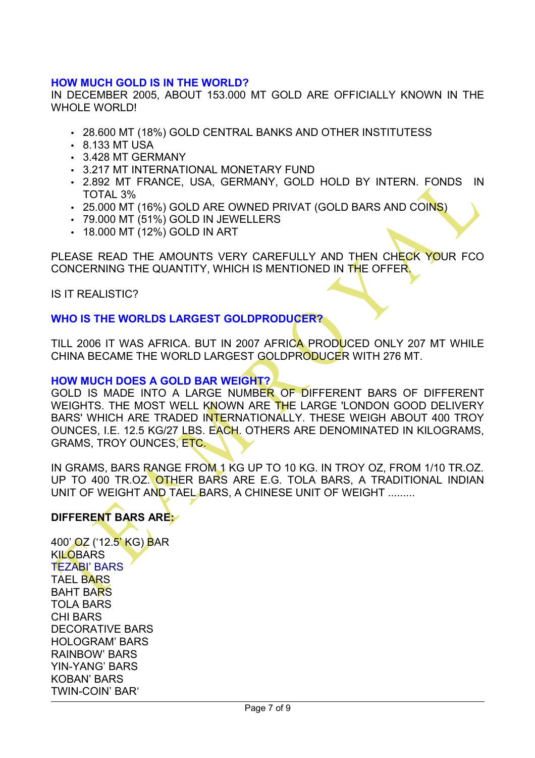### HOW MUCH GOLD IS IN THE WORLD?

IN DECEMBER 2005, ABOUT 153.000 MT GOLD ARE OFFICIALLY KNOWN IN THE WHOLE WORLD!

- 28.600 MT (18%) GOLD CENTRAL BANKS AND OTHER INSTITUTESS
- 8.133 MT USA
- 3.428 MT GERMANY
- 3.217 MT INTERNATIONAL MONETARY FUND
- 2.892 MT FRANCE, USA, GERMANY, GOLD HOLD BY INTERN. FONDS IN TOTAL 3%
- 25.000 MT (16%) GOLD ARE OWNED PRIVAT (GOLD BARS AND COINS)
- 79.000 MT (51%) GOLD IN JEWELLERS
- 18.000 MT (12%) GOLD IN ART

PLEASE READ THE AMOUNTS VERY CAREFULLY AND THEN CHECK YOUR FCO CONCERNING THE QUANTITY, WHICH IS MENTIONED IN THE OFFER.

IS IT REALISTIC?

### WHO IS THE WORLDS LARGEST GOLDPRODUCER?

TILL 2006 IT WAS AFRICA. BUT IN 2007 AFRICA PRODUCED ONLY 207 MT WHILE CHINA BECAME THE WORLD LARGEST GOLDPRODUCER WITH 276 MT.

### HOW MUCH DOES A GOLD BAR WEIGHT?

GOLD IS MADE INTO A LARGE NUMBER OF DIFFERENT BARS OF DIFFERENT WEIGHTS. THE MOST WELL KNOWN ARE THE LARGE 'LONDON GOOD DELIVERY BARS' WHICH ARE TRADED INTERNATIONALLY. THESE WEIGH ABOUT 400 TROY OUNCES, I.E. 12.5 KG/27 LBS. EACH. OTHERS ARE DENOMINATED IN KILOGRAMS, GRAMS, TROY OUNCES, ETC.

IN GRAMS, BARS RANGE FROM 1 KG UP TO 10 KG. IN TROY OZ, FROM 1/10 TR.OZ. UP TO 400 TR.OZ. OTHER BARS ARE E.G. TOLA BARS, A TRADITIONAL INDIAN UNIT OF WEIGHT AND TAEL BARS, A CHINESE UNIT OF WEIGHT .........

**DIFFERENT BARS ARE:**

400' OZ ('12.5' KG) BAR
KILOBARS
TEZABI' BARS
TAEL BARS
BAHT BARS
TOLA BARS
CHI BARS
DECORATIVE BARS
HOLOGRAM' BARS
RAINBOW' BARS
YIN-YANG' BARS
KOBAN' BARS
TWIN-COIN' BAR'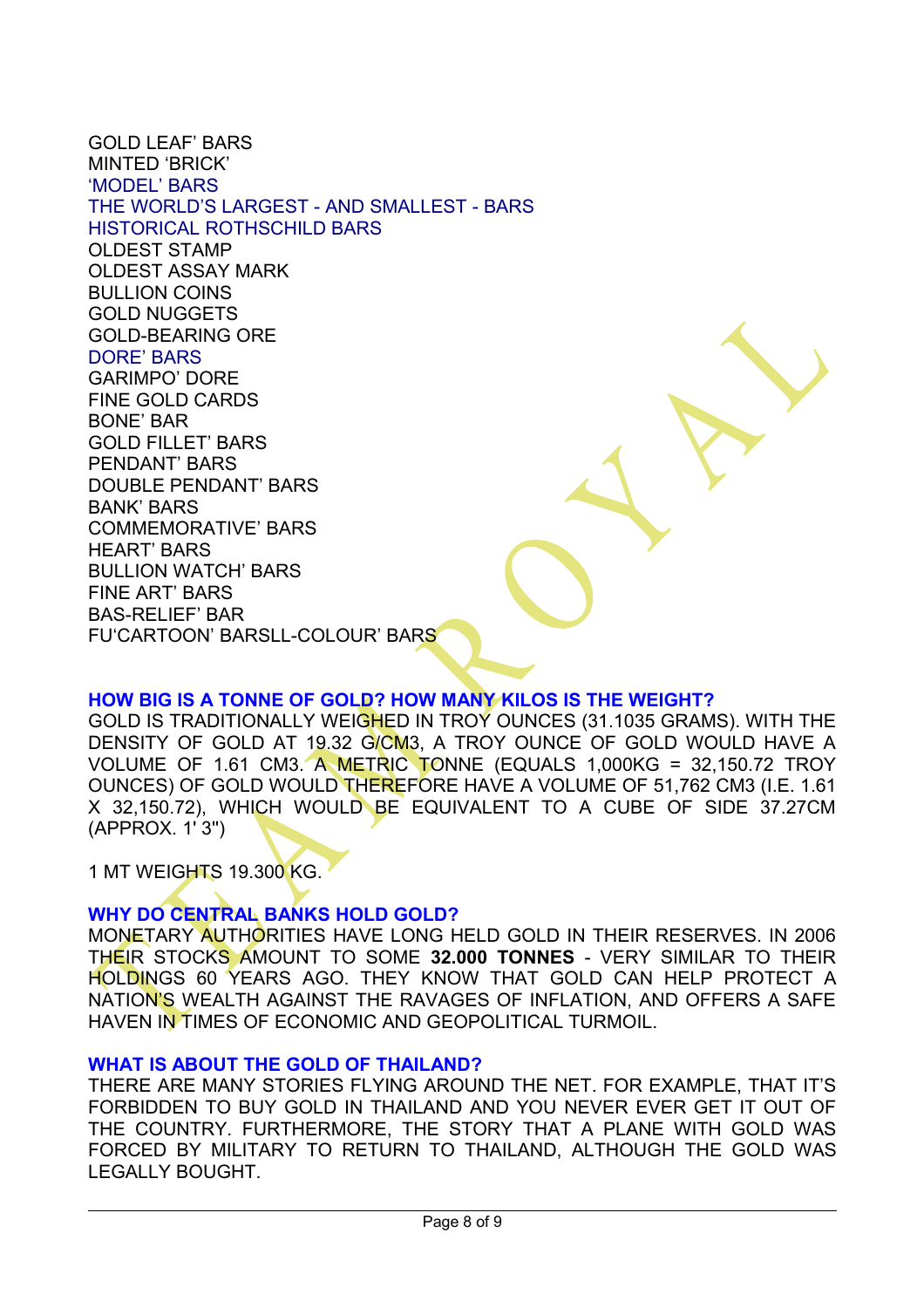GOLD LEAF' BARS
MINTED 'BRICK'
'MODEL' BARS
THE WORLD'S LARGEST - AND SMALLEST - BARS
HISTORICAL ROTHSCHILD BARS
OLDEST STAMP
OLDEST ASSAY MARK
BULLION COINS
GOLD NUGGETS
GOLD-BEARING ORE
DORE' BARS
GARIMPO' DORE
FINE GOLD CARDS
BONE' BAR
GOLD FILLET' BARS
PENDANT' BARS
DOUBLE PENDANT' BARS
BANK' BARS
COMMEMORATIVE' BARS
HEART' BARS
BULLION WATCH' BARS
FINE ART' BARS
BAS-RELIEF' BAR
FU'CARTOON' BARSLL-COLOUR' BARS

### HOW BIG IS A TONNE OF GOLD? HOW MANY KILOS IS THE WEIGHT?

GOLD IS TRADITIONALLY WEIGHED IN TROY OUNCES (31.1035 GRAMS). WITH THE DENSITY OF GOLD AT 19.32 G/CM3, A TROY OUNCE OF GOLD WOULD HAVE A VOLUME OF 1.61 CM3. A METRIC TONNE (EQUALS 1,000KG = 32,150.72 TROY OUNCES) OF GOLD WOULD THEREFORE HAVE A VOLUME OF 51,762 CM3 (I.E. 1.61 X 32,150.72), WHICH WOULD BE EQUIVALENT TO A CUBE OF SIDE 37.27CM (APPROX. 1' 3")

1 MT WEIGHTS 19.300 KG.

### WHY DO CENTRAL BANKS HOLD GOLD?

MONETARY AUTHORITIES HAVE LONG HELD GOLD IN THEIR RESERVES. IN 2006 THEIR STOCKS AMOUNT TO SOME **32.000 TONNES** - VERY SIMILAR TO THEIR HOLDINGS 60 YEARS AGO. THEY KNOW THAT GOLD CAN HELP PROTECT A NATION'S WEALTH AGAINST THE RAVAGES OF INFLATION, AND OFFERS A SAFE HAVEN IN TIMES OF ECONOMIC AND GEOPOLITICAL TURMOIL.

### WHAT IS ABOUT THE GOLD OF THAILAND?

THERE ARE MANY STORIES FLYING AROUND THE NET. FOR EXAMPLE, THAT IT'S FORBIDDEN TO BUY GOLD IN THAILAND AND YOU NEVER EVER GET IT OUT OF THE COUNTRY. FURTHERMORE, THE STORY THAT A PLANE WITH GOLD WAS FORCED BY MILITARY TO RETURN TO THAILAND, ALTHOUGH THE GOLD WAS LEGALLY BOUGHT.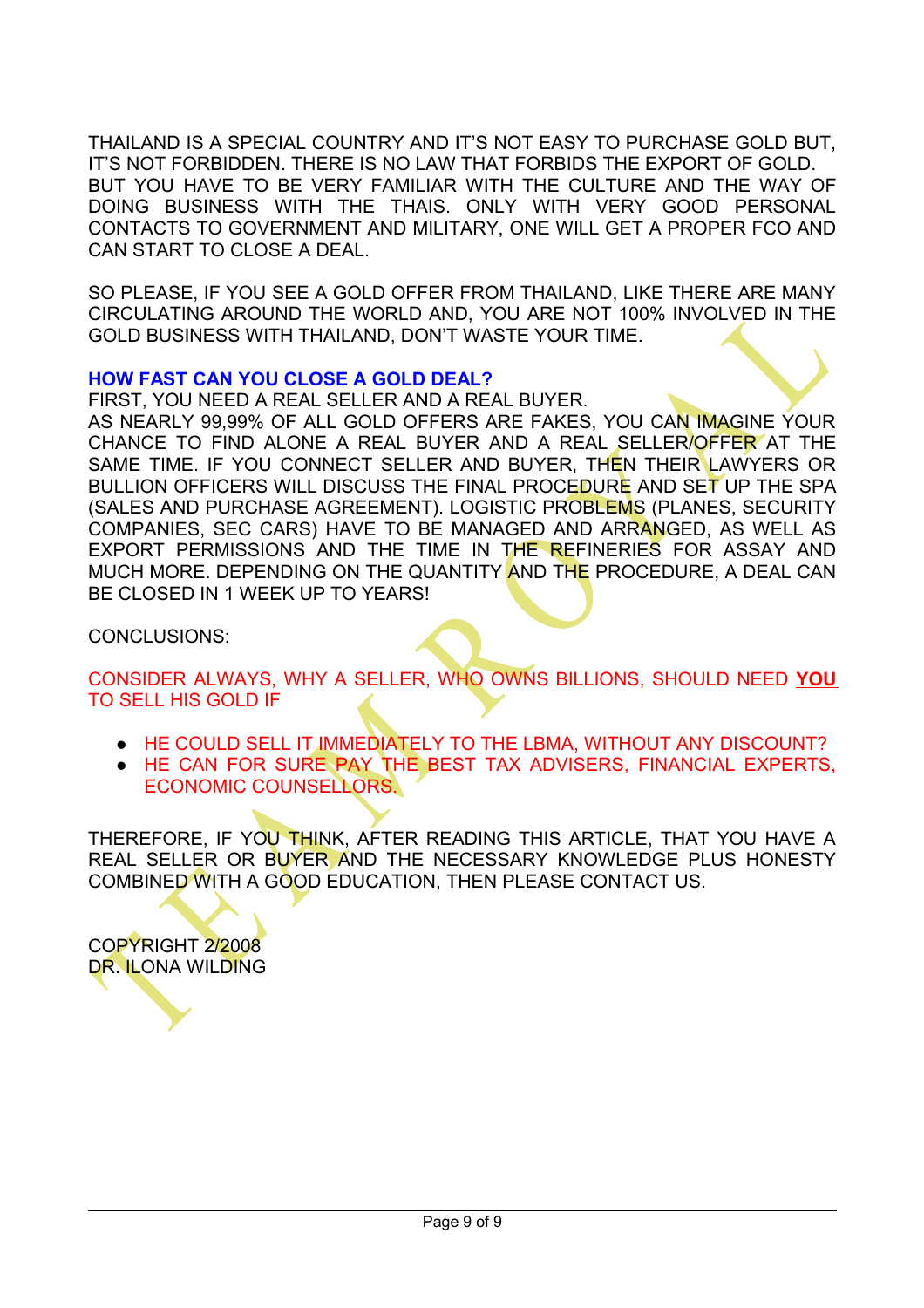THAILAND IS A SPECIAL COUNTRY AND IT'S NOT EASY TO PURCHASE GOLD BUT, IT'S NOT FORBIDDEN. THERE IS NO LAW THAT FORBIDS THE EXPORT OF GOLD. BUT YOU HAVE TO BE VERY FAMILIAR WITH THE CULTURE AND THE WAY OF DOING BUSINESS WITH THE THAIS. ONLY WITH VERY GOOD PERSONAL CONTACTS TO GOVERNMENT AND MILITARY, ONE WILL GET A PROPER FCO AND CAN START TO CLOSE A DEAL.

SO PLEASE, IF YOU SEE A GOLD OFFER FROM THAILAND, LIKE THERE ARE MANY CIRCULATING AROUND THE WORLD AND, YOU ARE NOT 100% INVOLVED IN THE GOLD BUSINESS WITH THAILAND, DON'T WASTE YOUR TIME.

**HOW FAST CAN YOU CLOSE A GOLD DEAL?**

FIRST, YOU NEED A REAL SELLER AND A REAL BUYER.
AS NEARLY 99,99% OF ALL GOLD OFFERS ARE FAKES, YOU CAN IMAGINE YOUR CHANCE TO FIND ALONE A REAL BUYER AND A REAL SELLER/OFFER AT THE SAME TIME. IF YOU CONNECT SELLER AND BUYER, THEN THEIR LAWYERS OR BULLION OFFICERS WILL DISCUSS THE FINAL PROCEDURE AND SET UP THE SPA (SALES AND PURCHASE AGREEMENT). LOGISTIC PROBLEMS (PLANES, SECURITY COMPANIES, SEC CARS) HAVE TO BE MANAGED AND ARRANGED, AS WELL AS EXPORT PERMISSIONS AND THE TIME IN THE REFINERIES FOR ASSAY AND MUCH MORE. DEPENDING ON THE QUANTITY AND THE PROCEDURE, A DEAL CAN BE CLOSED IN 1 WEEK UP TO YEARS!

CONCLUSIONS:

CONSIDER ALWAYS, WHY A SELLER, WHO OWNS BILLIONS, SHOULD NEED **<u>YOU</u>** TO SELL HIS GOLD IF

- HE COULD SELL IT IMMEDIATELY TO THE LBMA, WITHOUT ANY DISCOUNT?
- HE CAN FOR SURE PAY THE BEST TAX ADVISERS, FINANCIAL EXPERTS, ECONOMIC COUNSELLORS.

THEREFORE, IF YOU THINK, AFTER READING THIS ARTICLE, THAT YOU HAVE A REAL SELLER OR BUYER AND THE NECESSARY KNOWLEDGE PLUS HONESTY COMBINED WITH A GOOD EDUCATION, THEN PLEASE CONTACT US.

COPYRIGHT 2/2008
DR. ILONA WILDING